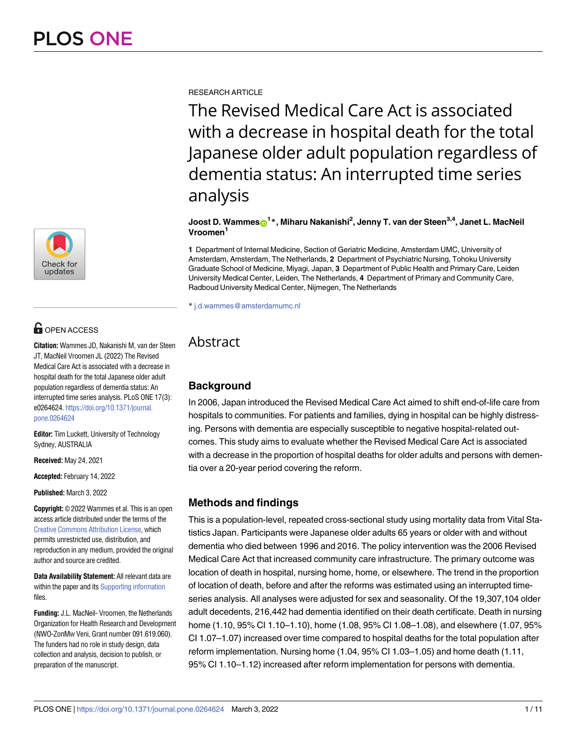RESEARCH ARTICLE

# The Revised Medical Care Act is associated with a decrease in hospital death for the total Japanese older adult population regardless of dementia status: An interrupted time series analysis

**Joost D. Wammes[1]*, Miharu Nakanishi[2], Jenny T. van der Steen[3,4], Janet L. MacNeil Vroomen[1]**

**1** Department of Internal Medicine, Section of Geriatric Medicine, Amsterdam UMC, University of Amsterdam, Amsterdam, The Netherlands, **2** Department of Psychiatric Nursing, Tohoku University Graduate School of Medicine, Miyagi, Japan, **3** Department of Public Health and Primary Care, Leiden University Medical Center, Leiden, The Netherlands, **4** Department of Primary and Community Care, Radboud University Medical Center, Nijmegen, The Netherlands

* j.d.wammes@amsterdamumc.nl

OPEN ACCESS

**Citation:** Wammes JD, Nakanishi M, van der Steen JT, MacNeil Vroomen JL (2022) The Revised Medical Care Act is associated with a decrease in hospital death for the total Japanese older adult population regardless of dementia status: An interrupted time series analysis. PLoS ONE 17(3): e0264624. https://doi.org/10.1371/journal.pone.0264624

**Editor:** Tim Luckett, University of Technology Sydney, AUSTRALIA

**Received:** May 24, 2021

**Accepted:** February 14, 2022

**Published:** March 3, 2022

**Copyright:** © 2022 Wammes et al. This is an open access article distributed under the terms of the Creative Commons Attribution License, which permits unrestricted use, distribution, and reproduction in any medium, provided the original author and source are credited.

**Data Availability Statement:** All relevant data are within the paper and its Supporting information files.

**Funding:** J.L. MacNeil- Vroomen, the Netherlands Organization for Health Research and Development (NWO-ZonMw Veni, Grant number 091.619.060). The funders had no role in study design, data collection and analysis, decision to publish, or preparation of the manuscript.

## Abstract

### Background

In 2006, Japan introduced the Revised Medical Care Act aimed to shift end-of-life care from hospitals to communities. For patients and families, dying in hospital can be highly distressing. Persons with dementia are especially susceptible to negative hospital-related outcomes. This study aims to evaluate whether the Revised Medical Care Act is associated with a decrease in the proportion of hospital deaths for older adults and persons with dementia over a 20-year period covering the reform.

### Methods and findings

This is a population-level, repeated cross-sectional study using mortality data from Vital Statistics Japan. Participants were Japanese older adults 65 years or older with and without dementia who died between 1996 and 2016. The policy intervention was the 2006 Revised Medical Care Act that increased community care infrastructure. The primary outcome was location of death in hospital, nursing home, home, or elsewhere. The trend in the proportion of location of death, before and after the reforms was estimated using an interrupted time-series analysis. All analyses were adjusted for sex and seasonality. Of the 19,307,104 older adult decedents, 216,442 had dementia identified on their death certificate. Death in nursing home (1.10, 95% CI 1.10–1.10), home (1.08, 95% CI 1.08–1.08), and elsewhere (1.07, 95% CI 1.07–1.07) increased over time compared to hospital deaths for the total population after reform implementation. Nursing home (1.04, 95% CI 1.03–1.05) and home death (1.11, 95% CI 1.10–1.12) increased after reform implementation for persons with dementia.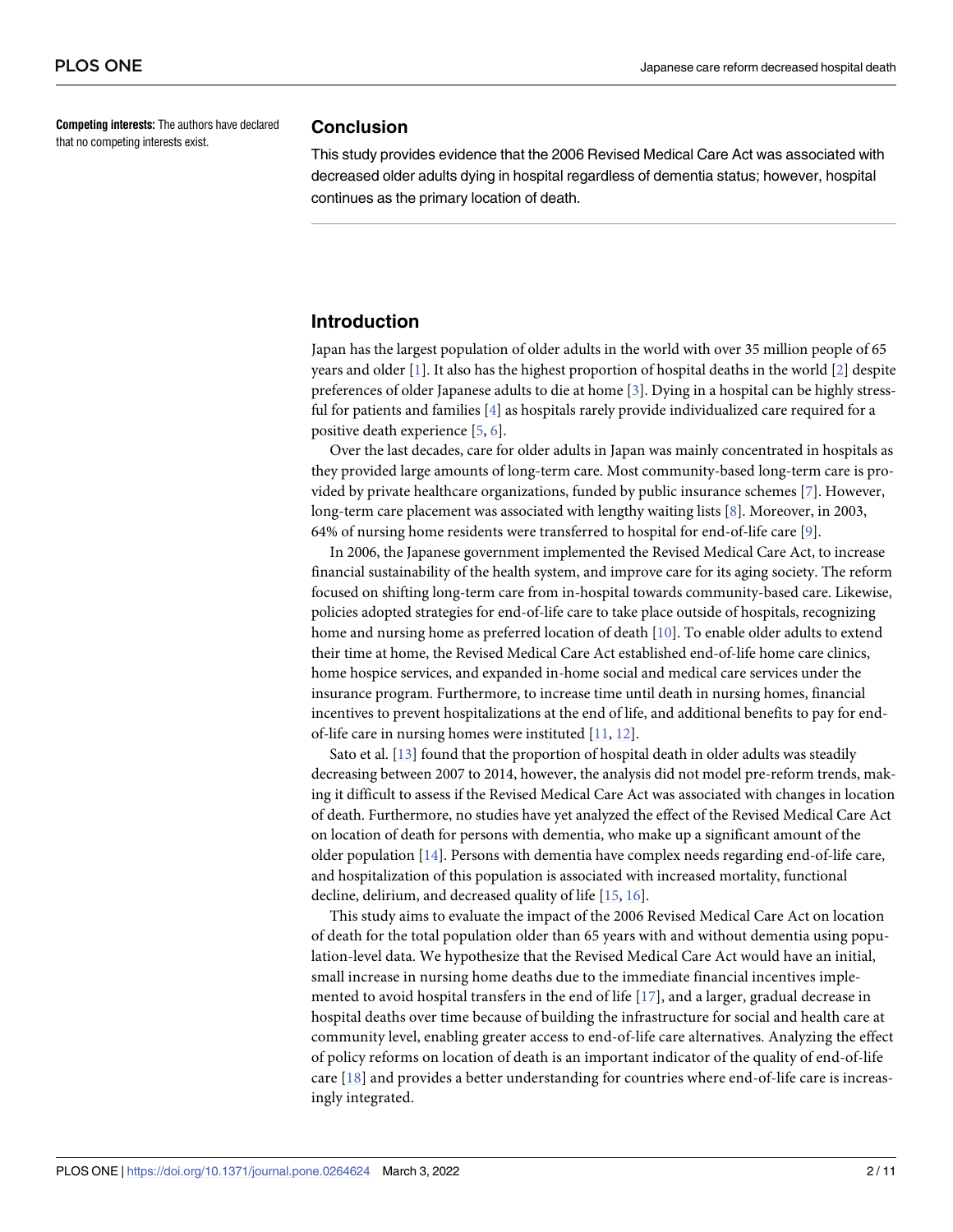**Competing interests:** The authors have declared that no competing interests exist.

## Conclusion

This study provides evidence that the 2006 Revised Medical Care Act was associated with decreased older adults dying in hospital regardless of dementia status; however, hospital continues as the primary location of death.

## Introduction

Japan has the largest population of older adults in the world with over 35 million people of 65 years and older [1]. It also has the highest proportion of hospital deaths in the world [2] despite preferences of older Japanese adults to die at home [3]. Dying in a hospital can be highly stressful for patients and families [4] as hospitals rarely provide individualized care required for a positive death experience [5, 6].

Over the last decades, care for older adults in Japan was mainly concentrated in hospitals as they provided large amounts of long-term care. Most community-based long-term care is provided by private healthcare organizations, funded by public insurance schemes [7]. However, long-term care placement was associated with lengthy waiting lists [8]. Moreover, in 2003, 64% of nursing home residents were transferred to hospital for end-of-life care [9].

In 2006, the Japanese government implemented the Revised Medical Care Act, to increase financial sustainability of the health system, and improve care for its aging society. The reform focused on shifting long-term care from in-hospital towards community-based care. Likewise, policies adopted strategies for end-of-life care to take place outside of hospitals, recognizing home and nursing home as preferred location of death [10]. To enable older adults to extend their time at home, the Revised Medical Care Act established end-of-life home care clinics, home hospice services, and expanded in-home social and medical care services under the insurance program. Furthermore, to increase time until death in nursing homes, financial incentives to prevent hospitalizations at the end of life, and additional benefits to pay for end-of-life care in nursing homes were instituted [11, 12].

Sato et al. [13] found that the proportion of hospital death in older adults was steadily decreasing between 2007 to 2014, however, the analysis did not model pre-reform trends, making it difficult to assess if the Revised Medical Care Act was associated with changes in location of death. Furthermore, no studies have yet analyzed the effect of the Revised Medical Care Act on location of death for persons with dementia, who make up a significant amount of the older population [14]. Persons with dementia have complex needs regarding end-of-life care, and hospitalization of this population is associated with increased mortality, functional decline, delirium, and decreased quality of life [15, 16].

This study aims to evaluate the impact of the 2006 Revised Medical Care Act on location of death for the total population older than 65 years with and without dementia using population-level data. We hypothesize that the Revised Medical Care Act would have an initial, small increase in nursing home deaths due to the immediate financial incentives implemented to avoid hospital transfers in the end of life [17], and a larger, gradual decrease in hospital deaths over time because of building the infrastructure for social and health care at community level, enabling greater access to end-of-life care alternatives. Analyzing the effect of policy reforms on location of death is an important indicator of the quality of end-of-life care [18] and provides a better understanding for countries where end-of-life care is increasingly integrated.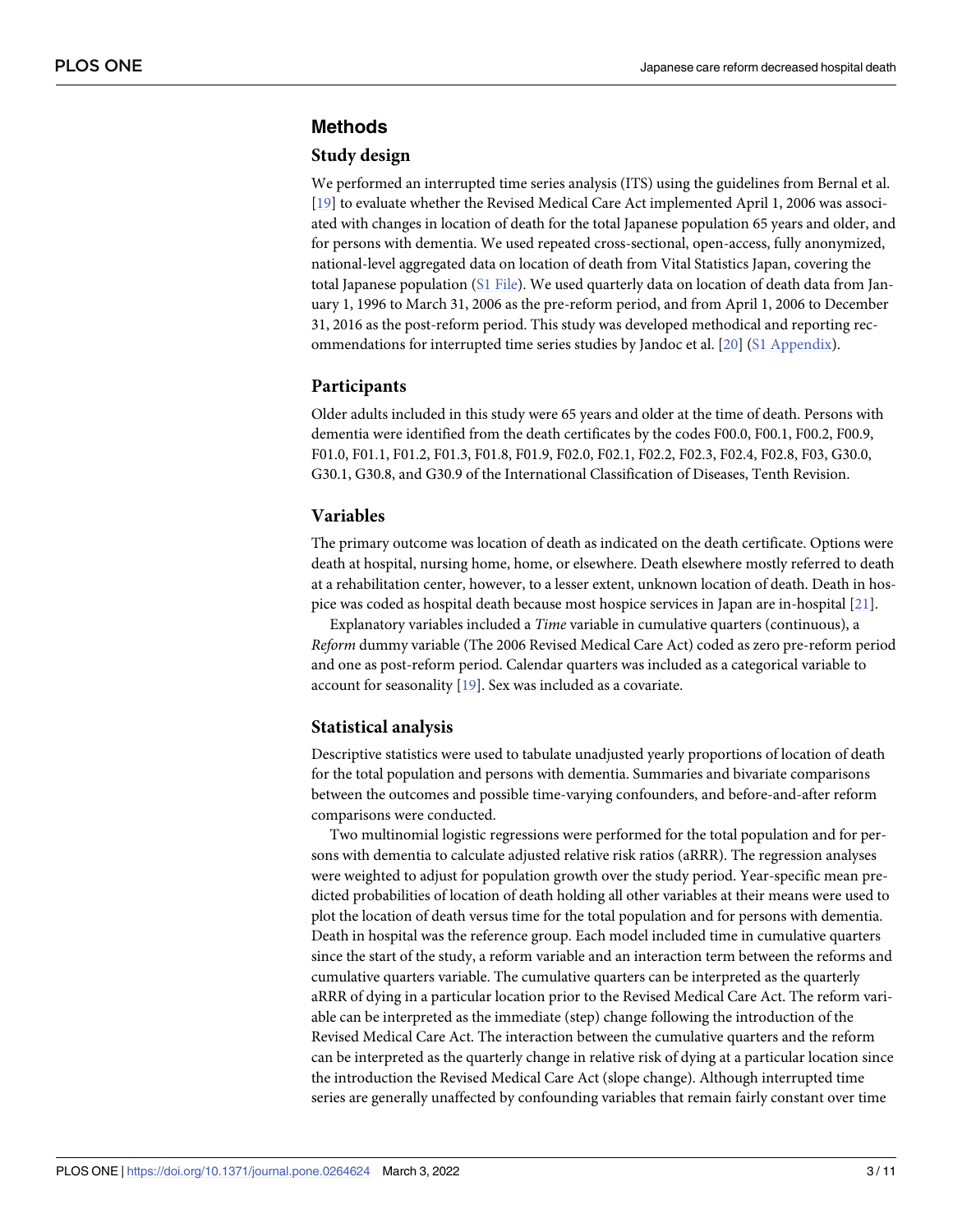## Methods

### Study design

We performed an interrupted time series analysis (ITS) using the guidelines from Bernal et al. [19] to evaluate whether the Revised Medical Care Act implemented April 1, 2006 was associated with changes in location of death for the total Japanese population 65 years and older, and for persons with dementia. We used repeated cross-sectional, open-access, fully anonymized, national-level aggregated data on location of death from Vital Statistics Japan, covering the total Japanese population (S1 File). We used quarterly data on location of death data from January 1, 1996 to March 31, 2006 as the pre-reform period, and from April 1, 2006 to December 31, 2016 as the post-reform period. This study was developed methodical and reporting recommendations for interrupted time series studies by Jandoc et al. [20] (S1 Appendix).

### Participants

Older adults included in this study were 65 years and older at the time of death. Persons with dementia were identified from the death certificates by the codes F00.0, F00.1, F00.2, F00.9, F01.0, F01.1, F01.2, F01.3, F01.8, F01.9, F02.0, F02.1, F02.2, F02.3, F02.4, F02.8, F03, G30.0, G30.1, G30.8, and G30.9 of the International Classification of Diseases, Tenth Revision.

### Variables

The primary outcome was location of death as indicated on the death certificate. Options were death at hospital, nursing home, home, or elsewhere. Death elsewhere mostly referred to death at a rehabilitation center, however, to a lesser extent, unknown location of death. Death in hospice was coded as hospital death because most hospice services in Japan are in-hospital [21].

Explanatory variables included a *Time* variable in cumulative quarters (continuous), a *Reform* dummy variable (The 2006 Revised Medical Care Act) coded as zero pre-reform period and one as post-reform period. Calendar quarters was included as a categorical variable to account for seasonality [19]. Sex was included as a covariate.

### Statistical analysis

Descriptive statistics were used to tabulate unadjusted yearly proportions of location of death for the total population and persons with dementia. Summaries and bivariate comparisons between the outcomes and possible time-varying confounders, and before-and-after reform comparisons were conducted.

Two multinomial logistic regressions were performed for the total population and for persons with dementia to calculate adjusted relative risk ratios (aRRR). The regression analyses were weighted to adjust for population growth over the study period. Year-specific mean predicted probabilities of location of death holding all other variables at their means were used to plot the location of death versus time for the total population and for persons with dementia. Death in hospital was the reference group. Each model included time in cumulative quarters since the start of the study, a reform variable and an interaction term between the reforms and cumulative quarters variable. The cumulative quarters can be interpreted as the quarterly aRRR of dying in a particular location prior to the Revised Medical Care Act. The reform variable can be interpreted as the immediate (step) change following the introduction of the Revised Medical Care Act. The interaction between the cumulative quarters and the reform can be interpreted as the quarterly change in relative risk of dying at a particular location since the introduction the Revised Medical Care Act (slope change). Although interrupted time series are generally unaffected by confounding variables that remain fairly constant over time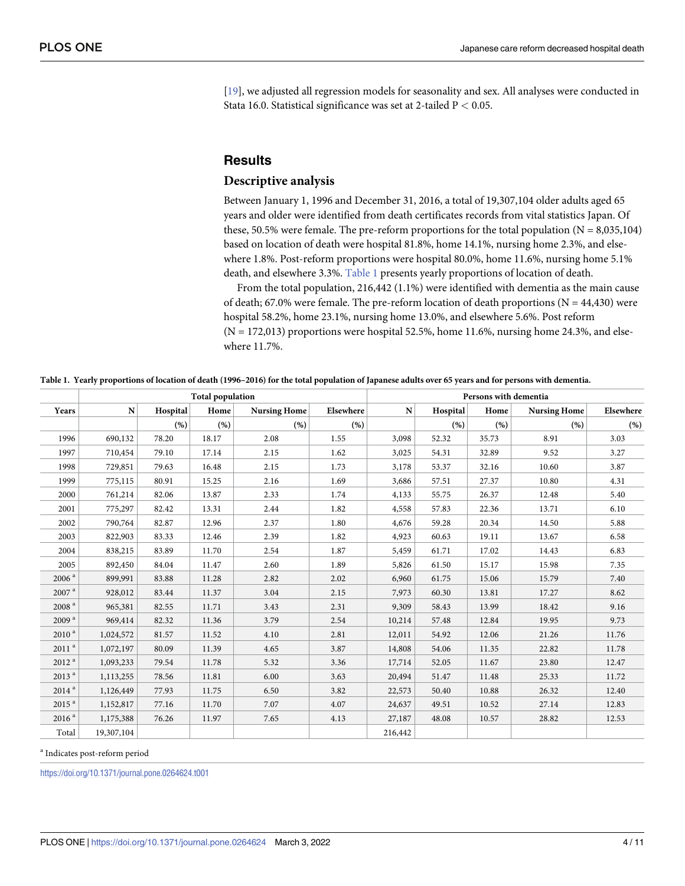[19], we adjusted all regression models for seasonality and sex. All analyses were conducted in Stata 16.0. Statistical significance was set at 2-tailed $P < 0.05$.

## Results

### Descriptive analysis

Between January 1, 1996 and December 31, 2016, a total of 19,307,104 older adults aged 65 years and older were identified from death certificates records from vital statistics Japan. Of these, 50.5% were female. The pre-reform proportions for the total population (N = 8,035,104) based on location of death were hospital 81.8%, home 14.1%, nursing home 2.3%, and elsewhere 1.8%. Post-reform proportions were hospital 80.0%, home 11.6%, nursing home 5.1% death, and elsewhere 3.3%. Table 1 presents yearly proportions of location of death.

From the total population, 216,442 (1.1%) were identified with dementia as the main cause of death; 67.0% were female. The pre-reform location of death proportions (N = 44,430) were hospital 58.2%, home 23.1%, nursing home 13.0%, and elsewhere 5.6%. Post reform (N = 172,013) proportions were hospital 52.5%, home 11.6%, nursing home 24.3%, and elsewhere 11.7%.

**Table 1. Yearly proportions of location of death (1996–2016) for the total population of Japanese adults over 65 years and for persons with dementia.**

| | Total population | | | | | Persons with dementia | | | | |
|---|---|---|---|---|---|---|---|---|---|---|
| Years | N | Hospital | Home | Nursing Home | Elsewhere | N | Hospital | Home | Nursing Home | Elsewhere |
| | | (%) | (%) | (%) | (%) | | (%) | (%) | (%) | (%) |
| 1996 | 690,132 | 78.20 | 18.17 | 2.08 | 1.55 | 3,098 | 52.32 | 35.73 | 8.91 | 3.03 |
| 1997 | 710,454 | 79.10 | 17.14 | 2.15 | 1.62 | 3,025 | 54.31 | 32.89 | 9.52 | 3.27 |
| 1998 | 729,851 | 79.63 | 16.48 | 2.15 | 1.73 | 3,178 | 53.37 | 32.16 | 10.60 | 3.87 |
| 1999 | 775,115 | 80.91 | 15.25 | 2.16 | 1.69 | 3,686 | 57.51 | 27.37 | 10.80 | 4.31 |
| 2000 | 761,214 | 82.06 | 13.87 | 2.33 | 1.74 | 4,133 | 55.75 | 26.37 | 12.48 | 5.40 |
| 2001 | 775,297 | 82.42 | 13.31 | 2.44 | 1.82 | 4,558 | 57.83 | 22.36 | 13.71 | 6.10 |
| 2002 | 790,764 | 82.87 | 12.96 | 2.37 | 1.80 | 4,676 | 59.28 | 20.34 | 14.50 | 5.88 |
| 2003 | 822,903 | 83.33 | 12.46 | 2.39 | 1.82 | 4,923 | 60.63 | 19.11 | 13.67 | 6.58 |
| 2004 | 838,215 | 83.89 | 11.70 | 2.54 | 1.87 | 5,459 | 61.71 | 17.02 | 14.43 | 6.83 |
| 2005 | 892,450 | 84.04 | 11.47 | 2.60 | 1.89 | 5,826 | 61.50 | 15.17 | 15.98 | 7.35 |
| 2006 [a] | 899,991 | 83.88 | 11.28 | 2.82 | 2.02 | 6,960 | 61.75 | 15.06 | 15.79 | 7.40 |
| 2007 [a] | 928,012 | 83.44 | 11.37 | 3.04 | 2.15 | 7,973 | 60.30 | 13.81 | 17.27 | 8.62 |
| 2008 [a] | 965,381 | 82.55 | 11.71 | 3.43 | 2.31 | 9,309 | 58.43 | 13.99 | 18.42 | 9.16 |
| 2009 [a] | 969,414 | 82.32 | 11.36 | 3.79 | 2.54 | 10,214 | 57.48 | 12.84 | 19.95 | 9.73 |
| 2010 [a] | 1,024,572 | 81.57 | 11.52 | 4.10 | 2.81 | 12,011 | 54.92 | 12.06 | 21.26 | 11.76 |
| 2011 [a] | 1,072,197 | 80.09 | 11.39 | 4.65 | 3.87 | 14,808 | 54.06 | 11.35 | 22.82 | 11.78 |
| 2012 [a] | 1,093,233 | 79.54 | 11.78 | 5.32 | 3.36 | 17,714 | 52.05 | 11.67 | 23.80 | 12.47 |
| 2013 [a] | 1,113,255 | 78.56 | 11.81 | 6.00 | 3.63 | 20,494 | 51.47 | 11.48 | 25.33 | 11.72 |
| 2014 [a] | 1,126,449 | 77.93 | 11.75 | 6.50 | 3.82 | 22,573 | 50.40 | 10.88 | 26.32 | 12.40 |
| 2015 [a] | 1,152,817 | 77.16 | 11.70 | 7.07 | 4.07 | 24,637 | 49.51 | 10.52 | 27.14 | 12.83 |
| 2016 [a] | 1,175,388 | 76.26 | 11.97 | 7.65 | 4.13 | 27,187 | 48.08 | 10.57 | 28.82 | 12.53 |
| Total | 19,307,104 | | | | | 216,442 | | | | |

[a] Indicates post-reform period

https://doi.org/10.1371/journal.pone.0264624.t001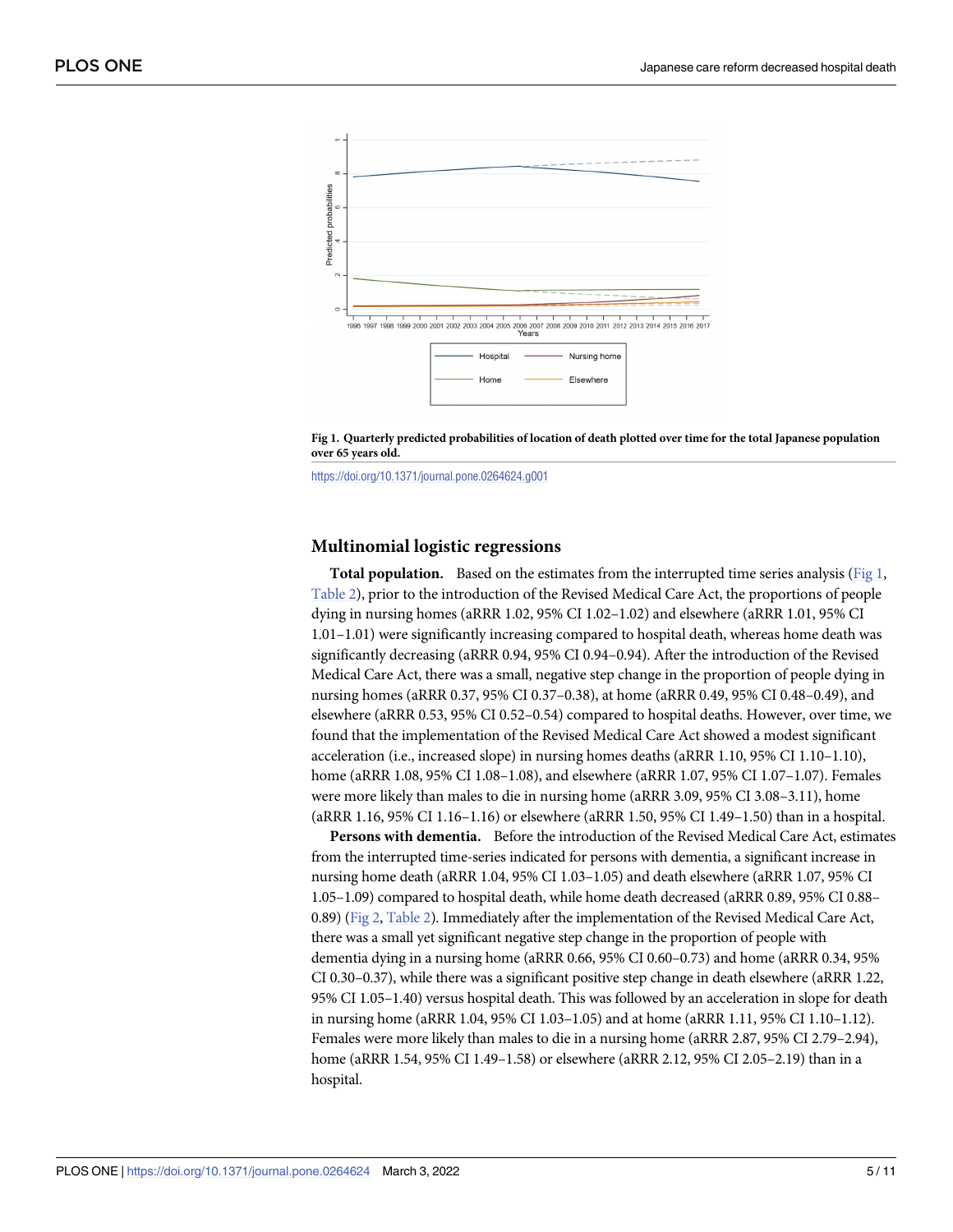**Fig 1. Quarterly predicted probabilities of location of death plotted over time for the total Japanese population over 65 years old.**

https://doi.org/10.1371/journal.pone.0264624.g001

## Multinomial logistic regressions

**Total population.** Based on the estimates from the interrupted time series analysis (Fig 1, Table 2), prior to the introduction of the Revised Medical Care Act, the proportions of people dying in nursing homes (aRRR 1.02, 95% CI 1.02–1.02) and elsewhere (aRRR 1.01, 95% CI 1.01–1.01) were significantly increasing compared to hospital death, whereas home death was significantly decreasing (aRRR 0.94, 95% CI 0.94–0.94). After the introduction of the Revised Medical Care Act, there was a small, negative step change in the proportion of people dying in nursing homes (aRRR 0.37, 95% CI 0.37–0.38), at home (aRRR 0.49, 95% CI 0.48–0.49), and elsewhere (aRRR 0.53, 95% CI 0.52–0.54) compared to hospital deaths. However, over time, we found that the implementation of the Revised Medical Care Act showed a modest significant acceleration (i.e., increased slope) in nursing homes deaths (aRRR 1.10, 95% CI 1.10–1.10), home (aRRR 1.08, 95% CI 1.08–1.08), and elsewhere (aRRR 1.07, 95% CI 1.07–1.07). Females were more likely than males to die in nursing home (aRRR 3.09, 95% CI 3.08–3.11), home (aRRR 1.16, 95% CI 1.16–1.16) or elsewhere (aRRR 1.50, 95% CI 1.49–1.50) than in a hospital.

**Persons with dementia.** Before the introduction of the Revised Medical Care Act, estimates from the interrupted time-series indicated for persons with dementia, a significant increase in nursing home death (aRRR 1.04, 95% CI 1.03–1.05) and death elsewhere (aRRR 1.07, 95% CI 1.05–1.09) compared to hospital death, while home death decreased (aRRR 0.89, 95% CI 0.88–0.89) (Fig 2, Table 2). Immediately after the implementation of the Revised Medical Care Act, there was a small yet significant negative step change in the proportion of people with dementia dying in a nursing home (aRRR 0.66, 95% CI 0.60–0.73) and home (aRRR 0.34, 95% CI 0.30–0.37), while there was a significant positive step change in death elsewhere (aRRR 1.22, 95% CI 1.05–1.40) versus hospital death. This was followed by an acceleration in slope for death in nursing home (aRRR 1.04, 95% CI 1.03–1.05) and at home (aRRR 1.11, 95% CI 1.10–1.12). Females were more likely than males to die in a nursing home (aRRR 2.87, 95% CI 2.79–2.94), home (aRRR 1.54, 95% CI 1.49–1.58) or elsewhere (aRRR 2.12, 95% CI 2.05–2.19) than in a hospital.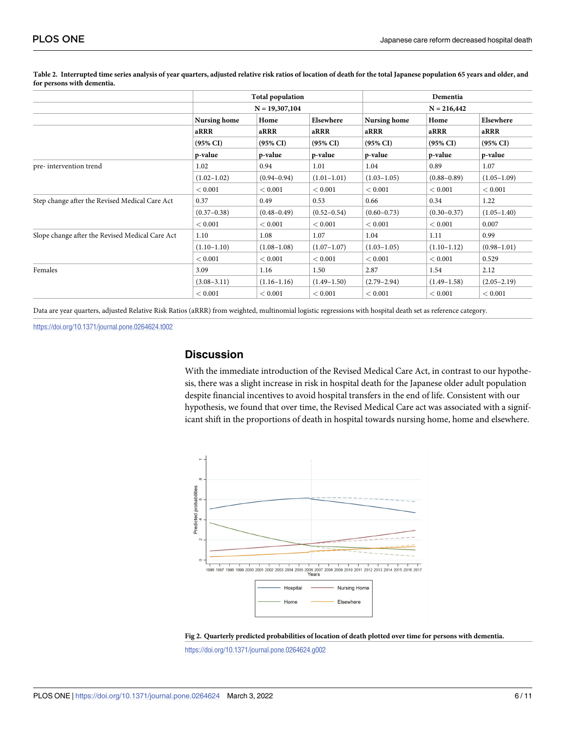**Table 2. Interrupted time series analysis of year quarters, adjusted relative risk ratios of location of death for the total Japanese population 65 years and older, and for persons with dementia.**

| | Total population | | | Dementia | | |
|---|---|---|---|---|---|---|
| | N = 19,307,104 | | | N = 216,442 | | |
| | Nursing home | Home | Elsewhere | Nursing home | Home | Elsewhere |
| | aRRR (95% CI) p-value | aRRR (95% CI) p-value | aRRR (95% CI) p-value | aRRR (95% CI) p-value | aRRR (95% CI) p-value | aRRR (95% CI) p-value |
| pre- intervention trend | 1.02 (1.02–1.02) < 0.001 | 0.94 (0.94–0.94) < 0.001 | 1.01 (1.01–1.01) < 0.001 | 1.04 (1.03–1.05) < 0.001 | 0.89 (0.88–0.89) < 0.001 | 1.07 (1.05–1.09) < 0.001 |
| Step change after the Revised Medical Care Act | 0.37 (0.37–0.38) < 0.001 | 0.49 (0.48–0.49) < 0.001 | 0.53 (0.52–0.54) < 0.001 | 0.66 (0.60–0.73) < 0.001 | 0.34 (0.30–0.37) < 0.001 | 1.22 (1.05–1.40) 0.007 |
| Slope change after the Revised Medical Care Act | 1.10 (1.10–1.10) < 0.001 | 1.08 (1.08–1.08) < 0.001 | 1.07 (1.07–1.07) < 0.001 | 1.04 (1.03–1.05) < 0.001 | 1.11 (1.10–1.12) < 0.001 | 0.99 (0.98–1.01) 0.529 |
| Females | 3.09 (3.08–3.11) < 0.001 | 1.16 (1.16–1.16) < 0.001 | 1.50 (1.49–1.50) < 0.001 | 2.87 (2.79–2.94) < 0.001 | 1.54 (1.49–1.58) < 0.001 | 2.12 (2.05–2.19) < 0.001 |

Data are year quarters, adjusted Relative Risk Ratios (aRRR) from weighted, multinomial logistic regressions with hospital death set as reference category.

https://doi.org/10.1371/journal.pone.0264624.t002

## Discussion

With the immediate introduction of the Revised Medical Care Act, in contrast to our hypothesis, there was a slight increase in risk in hospital death for the Japanese older adult population despite financial incentives to avoid hospital transfers in the end of life. Consistent with our hypothesis, we found that over time, the Revised Medical Care act was associated with a significant shift in the proportions of death in hospital towards nursing home, home and elsewhere.

**Fig 2. Quarterly predicted probabilities of location of death plotted over time for persons with dementia.**

https://doi.org/10.1371/journal.pone.0264624.g002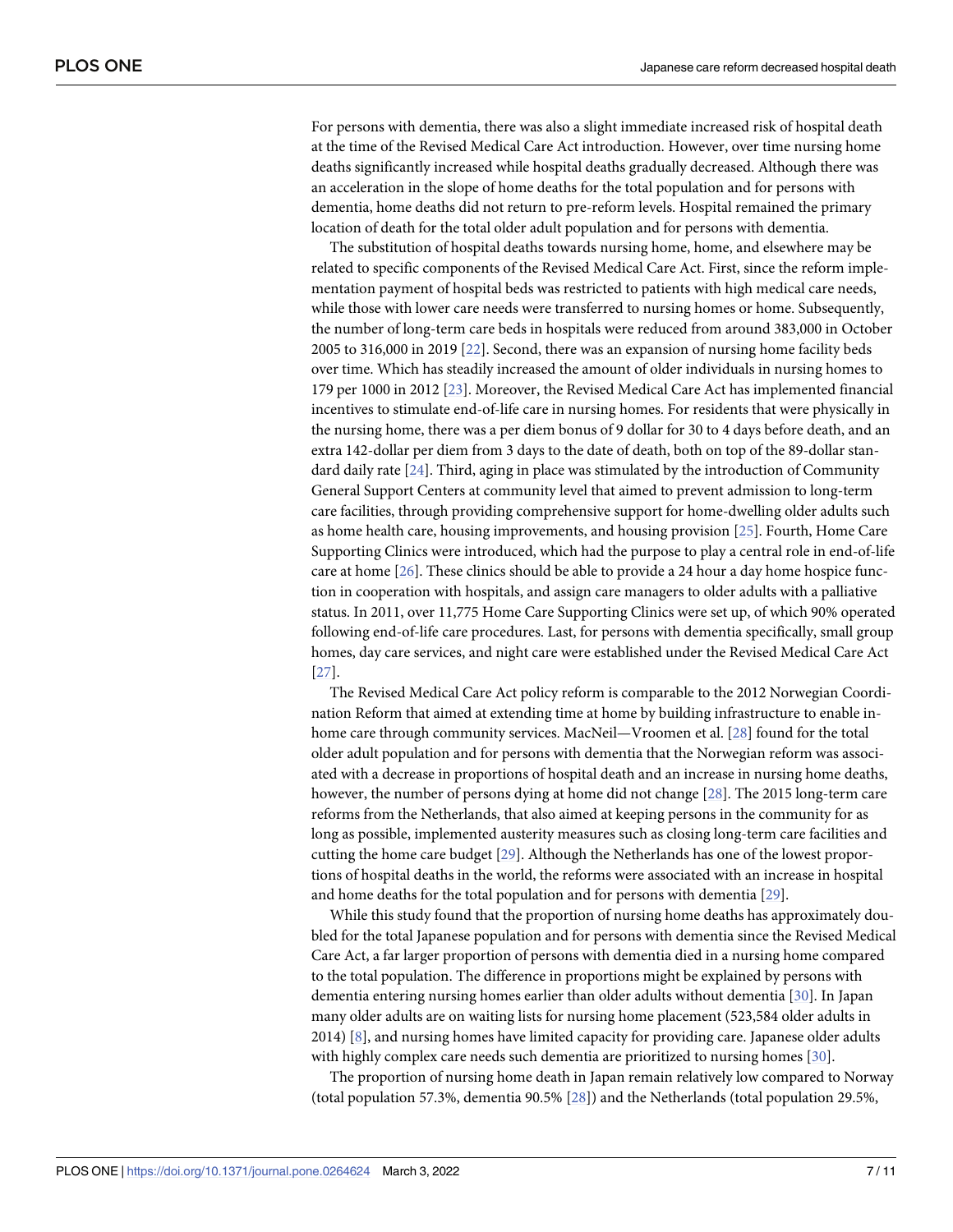For persons with dementia, there was also a slight immediate increased risk of hospital death at the time of the Revised Medical Care Act introduction. However, over time nursing home deaths significantly increased while hospital deaths gradually decreased. Although there was an acceleration in the slope of home deaths for the total population and for persons with dementia, home deaths did not return to pre-reform levels. Hospital remained the primary location of death for the total older adult population and for persons with dementia.

The substitution of hospital deaths towards nursing home, home, and elsewhere may be related to specific components of the Revised Medical Care Act. First, since the reform implementation payment of hospital beds was restricted to patients with high medical care needs, while those with lower care needs were transferred to nursing homes or home. Subsequently, the number of long-term care beds in hospitals were reduced from around 383,000 in October 2005 to 316,000 in 2019 [22]. Second, there was an expansion of nursing home facility beds over time. Which has steadily increased the amount of older individuals in nursing homes to 179 per 1000 in 2012 [23]. Moreover, the Revised Medical Care Act has implemented financial incentives to stimulate end-of-life care in nursing homes. For residents that were physically in the nursing home, there was a per diem bonus of 9 dollar for 30 to 4 days before death, and an extra 142-dollar per diem from 3 days to the date of death, both on top of the 89-dollar standard daily rate [24]. Third, aging in place was stimulated by the introduction of Community General Support Centers at community level that aimed to prevent admission to long-term care facilities, through providing comprehensive support for home-dwelling older adults such as home health care, housing improvements, and housing provision [25]. Fourth, Home Care Supporting Clinics were introduced, which had the purpose to play a central role in end-of-life care at home [26]. These clinics should be able to provide a 24 hour a day home hospice function in cooperation with hospitals, and assign care managers to older adults with a palliative status. In 2011, over 11,775 Home Care Supporting Clinics were set up, of which 90% operated following end-of-life care procedures. Last, for persons with dementia specifically, small group homes, day care services, and night care were established under the Revised Medical Care Act [27].

The Revised Medical Care Act policy reform is comparable to the 2012 Norwegian Coordination Reform that aimed at extending time at home by building infrastructure to enable in-home care through community services. MacNeil—Vroomen et al. [28] found for the total older adult population and for persons with dementia that the Norwegian reform was associated with a decrease in proportions of hospital death and an increase in nursing home deaths, however, the number of persons dying at home did not change [28]. The 2015 long-term care reforms from the Netherlands, that also aimed at keeping persons in the community for as long as possible, implemented austerity measures such as closing long-term care facilities and cutting the home care budget [29]. Although the Netherlands has one of the lowest proportions of hospital deaths in the world, the reforms were associated with an increase in hospital and home deaths for the total population and for persons with dementia [29].

While this study found that the proportion of nursing home deaths has approximately doubled for the total Japanese population and for persons with dementia since the Revised Medical Care Act, a far larger proportion of persons with dementia died in a nursing home compared to the total population. The difference in proportions might be explained by persons with dementia entering nursing homes earlier than older adults without dementia [30]. In Japan many older adults are on waiting lists for nursing home placement (523,584 older adults in 2014) [8], and nursing homes have limited capacity for providing care. Japanese older adults with highly complex care needs such dementia are prioritized to nursing homes [30].

The proportion of nursing home death in Japan remain relatively low compared to Norway (total population 57.3%, dementia 90.5% [28]) and the Netherlands (total population 29.5%,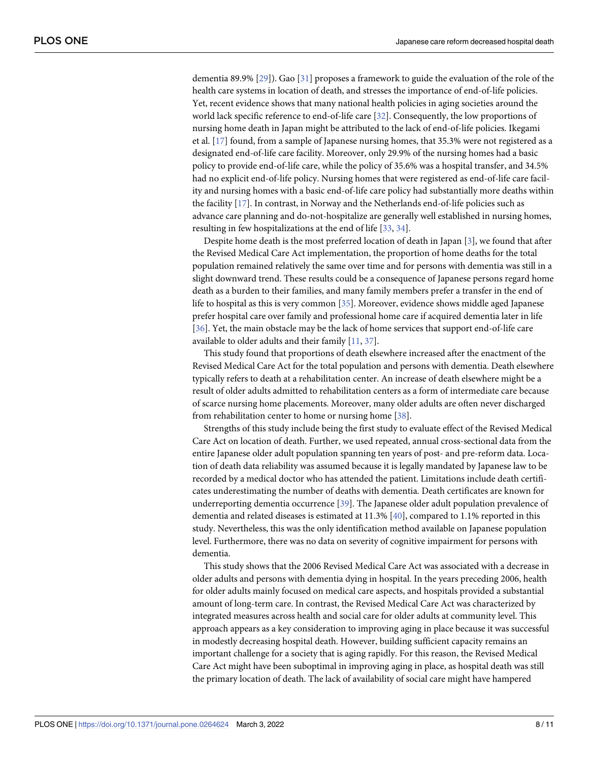dementia 89.9% [29]). Gao [31] proposes a framework to guide the evaluation of the role of the health care systems in location of death, and stresses the importance of end-of-life policies. Yet, recent evidence shows that many national health policies in aging societies around the world lack specific reference to end-of-life care [32]. Consequently, the low proportions of nursing home death in Japan might be attributed to the lack of end-of-life policies. Ikegami et al. [17] found, from a sample of Japanese nursing homes, that 35.3% were not registered as a designated end-of-life care facility. Moreover, only 29.9% of the nursing homes had a basic policy to provide end-of-life care, while the policy of 35.6% was a hospital transfer, and 34.5% had no explicit end-of-life policy. Nursing homes that were registered as end-of-life care facility and nursing homes with a basic end-of-life care policy had substantially more deaths within the facility [17]. In contrast, in Norway and the Netherlands end-of-life policies such as advance care planning and do-not-hospitalize are generally well established in nursing homes, resulting in few hospitalizations at the end of life [33, 34].

Despite home death is the most preferred location of death in Japan [3], we found that after the Revised Medical Care Act implementation, the proportion of home deaths for the total population remained relatively the same over time and for persons with dementia was still in a slight downward trend. These results could be a consequence of Japanese persons regard home death as a burden to their families, and many family members prefer a transfer in the end of life to hospital as this is very common [35]. Moreover, evidence shows middle aged Japanese prefer hospital care over family and professional home care if acquired dementia later in life [36]. Yet, the main obstacle may be the lack of home services that support end-of-life care available to older adults and their family [11, 37].

This study found that proportions of death elsewhere increased after the enactment of the Revised Medical Care Act for the total population and persons with dementia. Death elsewhere typically refers to death at a rehabilitation center. An increase of death elsewhere might be a result of older adults admitted to rehabilitation centers as a form of intermediate care because of scarce nursing home placements. Moreover, many older adults are often never discharged from rehabilitation center to home or nursing home [38].

Strengths of this study include being the first study to evaluate effect of the Revised Medical Care Act on location of death. Further, we used repeated, annual cross-sectional data from the entire Japanese older adult population spanning ten years of post- and pre-reform data. Location of death data reliability was assumed because it is legally mandated by Japanese law to be recorded by a medical doctor who has attended the patient. Limitations include death certificates underestimating the number of deaths with dementia. Death certificates are known for underreporting dementia occurrence [39]. The Japanese older adult population prevalence of dementia and related diseases is estimated at 11.3% [40], compared to 1.1% reported in this study. Nevertheless, this was the only identification method available on Japanese population level. Furthermore, there was no data on severity of cognitive impairment for persons with dementia.

This study shows that the 2006 Revised Medical Care Act was associated with a decrease in older adults and persons with dementia dying in hospital. In the years preceding 2006, health for older adults mainly focused on medical care aspects, and hospitals provided a substantial amount of long-term care. In contrast, the Revised Medical Care Act was characterized by integrated measures across health and social care for older adults at community level. This approach appears as a key consideration to improving aging in place because it was successful in modestly decreasing hospital death. However, building sufficient capacity remains an important challenge for a society that is aging rapidly. For this reason, the Revised Medical Care Act might have been suboptimal in improving aging in place, as hospital death was still the primary location of death. The lack of availability of social care might have hampered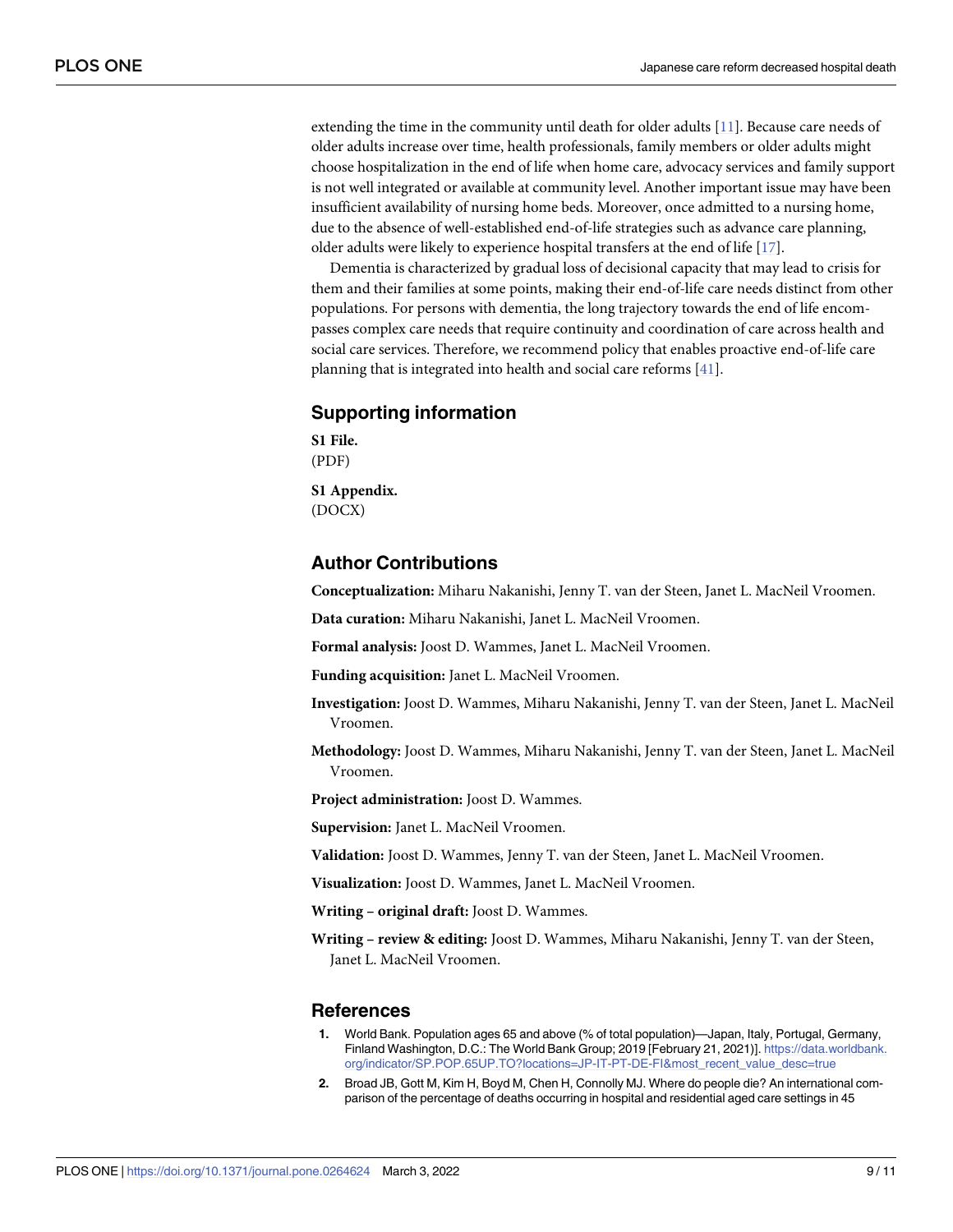extending the time in the community until death for older adults [11]. Because care needs of older adults increase over time, health professionals, family members or older adults might choose hospitalization in the end of life when home care, advocacy services and family support is not well integrated or available at community level. Another important issue may have been insufficient availability of nursing home beds. Moreover, once admitted to a nursing home, due to the absence of well-established end-of-life strategies such as advance care planning, older adults were likely to experience hospital transfers at the end of life [17].

Dementia is characterized by gradual loss of decisional capacity that may lead to crisis for them and their families at some points, making their end-of-life care needs distinct from other populations. For persons with dementia, the long trajectory towards the end of life encompasses complex care needs that require continuity and coordination of care across health and social care services. Therefore, we recommend policy that enables proactive end-of-life care planning that is integrated into health and social care reforms [41].

## Supporting information

**S1 File.**
(PDF)

**S1 Appendix.**
(DOCX)

## Author Contributions

**Conceptualization:** Miharu Nakanishi, Jenny T. van der Steen, Janet L. MacNeil Vroomen.

**Data curation:** Miharu Nakanishi, Janet L. MacNeil Vroomen.

**Formal analysis:** Joost D. Wammes, Janet L. MacNeil Vroomen.

**Funding acquisition:** Janet L. MacNeil Vroomen.

**Investigation:** Joost D. Wammes, Miharu Nakanishi, Jenny T. van der Steen, Janet L. MacNeil Vroomen.

**Methodology:** Joost D. Wammes, Miharu Nakanishi, Jenny T. van der Steen, Janet L. MacNeil Vroomen.

**Project administration:** Joost D. Wammes.

**Supervision:** Janet L. MacNeil Vroomen.

**Validation:** Joost D. Wammes, Jenny T. van der Steen, Janet L. MacNeil Vroomen.

**Visualization:** Joost D. Wammes, Janet L. MacNeil Vroomen.

**Writing – original draft:** Joost D. Wammes.

**Writing – review & editing:** Joost D. Wammes, Miharu Nakanishi, Jenny T. van der Steen, Janet L. MacNeil Vroomen.

## References

1. World Bank. Population ages 65 and above (% of total population)—Japan, Italy, Portugal, Germany, Finland Washington, D.C.: The World Bank Group; 2019 [February 21, 2021)]. https://data.worldbank.org/indicator/SP.POP.65UP.TO?locations=JP-IT-PT-DE-FI&most_recent_value_desc=true
2. Broad JB, Gott M, Kim H, Boyd M, Chen H, Connolly MJ. Where do people die? An international comparison of the percentage of deaths occurring in hospital and residential aged care settings in 45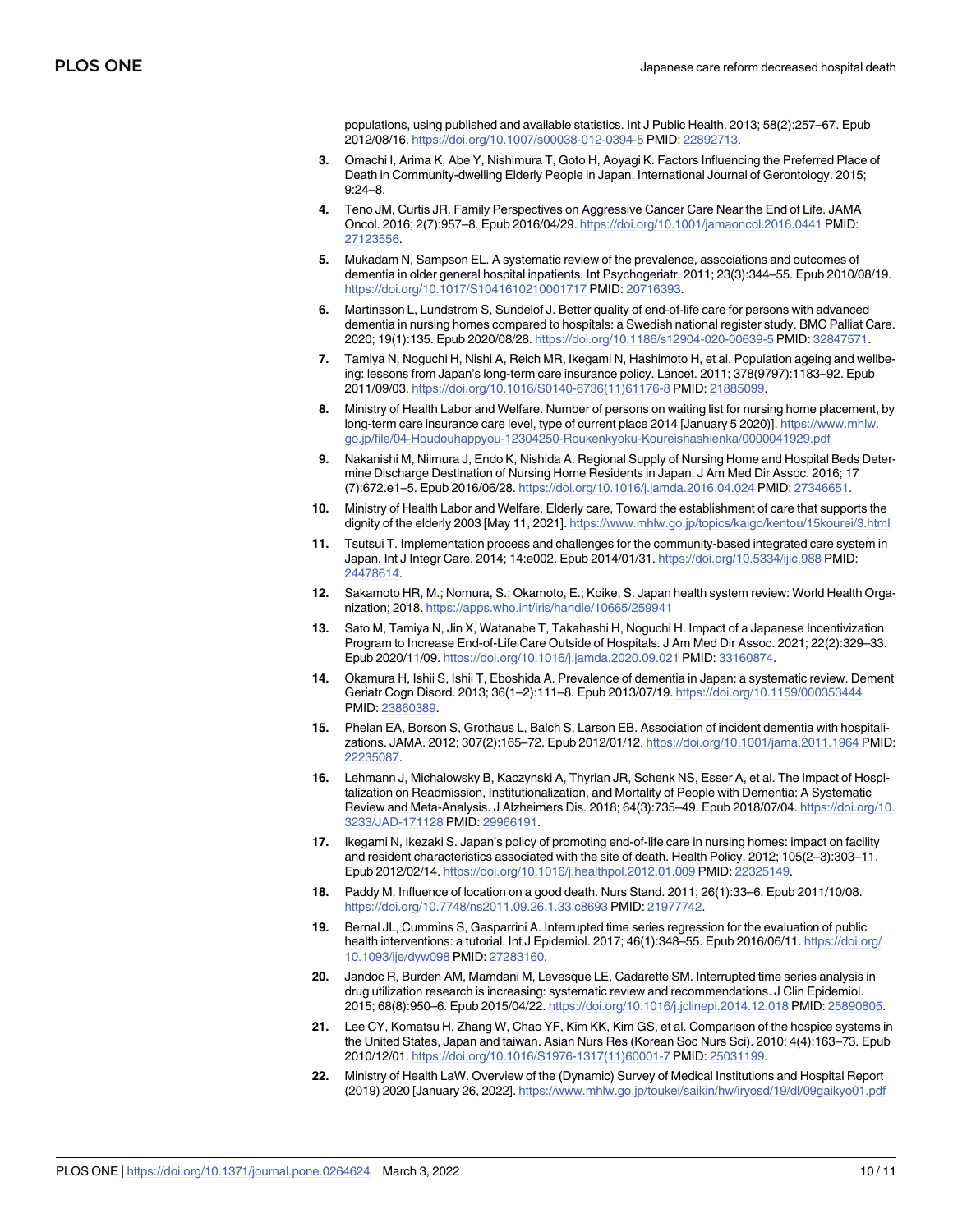populations, using published and available statistics. Int J Public Health. 2013; 58(2):257–67. Epub 2012/08/16. https://doi.org/10.1007/s00038-012-0394-5 PMID: 22892713.

3. Omachi I, Arima K, Abe Y, Nishimura T, Goto H, Aoyagi K. Factors Influencing the Preferred Place of Death in Community-dwelling Elderly People in Japan. International Journal of Gerontology. 2015; 9:24–8.
4. Teno JM, Curtis JR. Family Perspectives on Aggressive Cancer Care Near the End of Life. JAMA Oncol. 2016; 2(7):957–8. Epub 2016/04/29. https://doi.org/10.1001/jamaoncol.2016.0441 PMID: 27123556.
5. Mukadam N, Sampson EL. A systematic review of the prevalence, associations and outcomes of dementia in older general hospital inpatients. Int Psychogeriatr. 2011; 23(3):344–55. Epub 2010/08/19. https://doi.org/10.1017/S1041610210001717 PMID: 20716393.
6. Martinsson L, Lundstrom S, Sundelof J. Better quality of end-of-life care for persons with advanced dementia in nursing homes compared to hospitals: a Swedish national register study. BMC Palliat Care. 2020; 19(1):135. Epub 2020/08/28. https://doi.org/10.1186/s12904-020-00639-5 PMID: 32847571.
7. Tamiya N, Noguchi H, Nishi A, Reich MR, Ikegami N, Hashimoto H, et al. Population ageing and wellbeing: lessons from Japan's long-term care insurance policy. Lancet. 2011; 378(9797):1183–92. Epub 2011/09/03. https://doi.org/10.1016/S0140-6736(11)61176-8 PMID: 21885099.
8. Ministry of Health Labor and Welfare. Number of persons on waiting list for nursing home placement, by long-term care insurance care level, type of current place 2014 [January 5 2020)]. https://www.mhlw.go.jp/file/04-Houdouhappyou-12304250-Roukenkyoku-Koureishashienka/0000041929.pdf
9. Nakanishi M, Niimura J, Endo K, Nishida A. Regional Supply of Nursing Home and Hospital Beds Determine Discharge Destination of Nursing Home Residents in Japan. J Am Med Dir Assoc. 2016; 17(7):672.e1–5. Epub 2016/06/28. https://doi.org/10.1016/j.jamda.2016.04.024 PMID: 27346651.
10. Ministry of Health Labor and Welfare. Elderly care, Toward the establishment of care that supports the dignity of the elderly 2003 [May 11, 2021]. https://www.mhlw.go.jp/topics/kaigo/kentou/15kourei/3.html
11. Tsutsui T. Implementation process and challenges for the community-based integrated care system in Japan. Int J Integr Care. 2014; 14:e002. Epub 2014/01/31. https://doi.org/10.5334/ijic.988 PMID: 24478614.
12. Sakamoto HR, M.; Nomura, S.; Okamoto, E.; Koike, S. Japan health system review: World Health Organization; 2018. https://apps.who.int/iris/handle/10665/259941
13. Sato M, Tamiya N, Jin X, Watanabe T, Takahashi H, Noguchi H. Impact of a Japanese Incentivization Program to Increase End-of-Life Care Outside of Hospitals. J Am Med Dir Assoc. 2021; 22(2):329–33. Epub 2020/11/09. https://doi.org/10.1016/j.jamda.2020.09.021 PMID: 33160874.
14. Okamura H, Ishii S, Ishii T, Eboshida A. Prevalence of dementia in Japan: a systematic review. Dement Geriatr Cogn Disord. 2013; 36(1–2):111–8. Epub 2013/07/19. https://doi.org/10.1159/000353444 PMID: 23860389.
15. Phelan EA, Borson S, Grothaus L, Balch S, Larson EB. Association of incident dementia with hospitalizations. JAMA. 2012; 307(2):165–72. Epub 2012/01/12. https://doi.org/10.1001/jama.2011.1964 PMID: 22235087.
16. Lehmann J, Michalowsky B, Kaczynski A, Thyrian JR, Schenk NS, Esser A, et al. The Impact of Hospitalization on Readmission, Institutionalization, and Mortality of People with Dementia: A Systematic Review and Meta-Analysis. J Alzheimers Dis. 2018; 64(3):735–49. Epub 2018/07/04. https://doi.org/10.3233/JAD-171128 PMID: 29966191.
17. Ikegami N, Ikezaki S. Japan's policy of promoting end-of-life care in nursing homes: impact on facility and resident characteristics associated with the site of death. Health Policy. 2012; 105(2–3):303–11. Epub 2012/02/14. https://doi.org/10.1016/j.healthpol.2012.01.009 PMID: 22325149.
18. Paddy M. Influence of location on a good death. Nurs Stand. 2011; 26(1):33–6. Epub 2011/10/08. https://doi.org/10.7748/ns2011.09.26.1.33.c8693 PMID: 21977742.
19. Bernal JL, Cummins S, Gasparrini A. Interrupted time series regression for the evaluation of public health interventions: a tutorial. Int J Epidemiol. 2017; 46(1):348–55. Epub 2016/06/11. https://doi.org/10.1093/ije/dyw098 PMID: 27283160.
20. Jandoc R, Burden AM, Mamdani M, Levesque LE, Cadarette SM. Interrupted time series analysis in drug utilization research is increasing: systematic review and recommendations. J Clin Epidemiol. 2015; 68(8):950–6. Epub 2015/04/22. https://doi.org/10.1016/j.jclinepi.2014.12.018 PMID: 25890805.
21. Lee CY, Komatsu H, Zhang W, Chao YF, Kim KK, Kim GS, et al. Comparison of the hospice systems in the United States, Japan and taiwan. Asian Nurs Res (Korean Soc Nurs Sci). 2010; 4(4):163–73. Epub 2010/12/01. https://doi.org/10.1016/S1976-1317(11)60001-7 PMID: 25031199.
22. Ministry of Health LaW. Overview of the (Dynamic) Survey of Medical Institutions and Hospital Report (2019) 2020 [January 26, 2022]. https://www.mhlw.go.jp/toukei/saikin/hw/iryosd/19/dl/09gaikyo01.pdf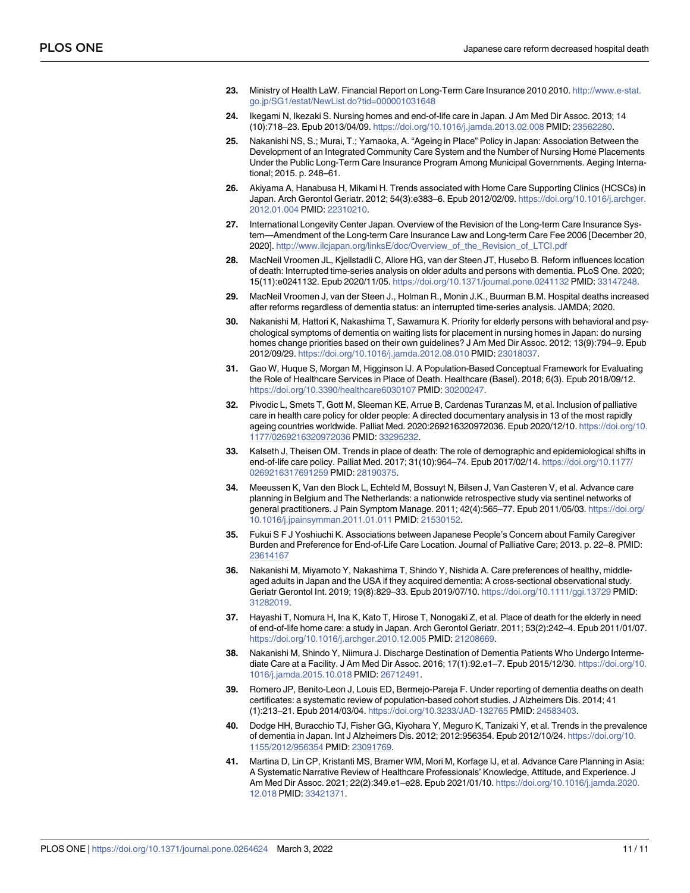23. Ministry of Health LaW. Financial Report on Long-Term Care Insurance 2010 2010. http://www.e-stat.go.jp/SG1/estat/NewList.do?tid=000001031648

24. Ikegami N, Ikezaki S. Nursing homes and end-of-life care in Japan. J Am Med Dir Assoc. 2013; 14 (10):718–23. Epub 2013/04/09. https://doi.org/10.1016/j.jamda.2013.02.008 PMID: 23562280.

25. Nakanishi NS, S.; Murai, T.; Yamaoka, A. "Ageing in Place" Policy in Japan: Association Between the Development of an Integrated Community Care System and the Number of Nursing Home Placements Under the Public Long-Term Care Insurance Program Among Municipal Governments. Aeging International; 2015. p. 248–61.

26. Akiyama A, Hanabusa H, Mikami H. Trends associated with Home Care Supporting Clinics (HCSCs) in Japan. Arch Gerontol Geriatr. 2012; 54(3):e383–6. Epub 2012/02/09. https://doi.org/10.1016/j.archger.2012.01.004 PMID: 22310210.

27. International Longevity Center Japan. Overview of the Revision of the Long-term Care Insurance System—Amendment of the Long-term Care Insurance Law and Long-term Care Fee 2006 [December 20, 2020]. http://www.ilcjapan.org/linksE/doc/Overview_of_the_Revision_of_LTCI.pdf

28. MacNeil Vroomen JL, Kjellstadli C, Allore HG, van der Steen JT, Husebo B. Reform influences location of death: Interrupted time-series analysis on older adults and persons with dementia. PLoS One. 2020; 15(11):e0241132. Epub 2020/11/05. https://doi.org/10.1371/journal.pone.0241132 PMID: 33147248.

29. MacNeil Vroomen J, van der Steen J., Holman R., Monin J.K., Buurman B.M. Hospital deaths increased after reforms regardless of dementia status: an interrupted time-series analysis. JAMDA; 2020.

30. Nakanishi M, Hattori K, Nakashima T, Sawamura K. Priority for elderly persons with behavioral and psychological symptoms of dementia on waiting lists for placement in nursing homes in Japan: do nursing homes change priorities based on their own guidelines? J Am Med Dir Assoc. 2012; 13(9):794–9. Epub 2012/09/29. https://doi.org/10.1016/j.jamda.2012.08.010 PMID: 23018037.

31. Gao W, Huque S, Morgan M, Higginson IJ. A Population-Based Conceptual Framework for Evaluating the Role of Healthcare Services in Place of Death. Healthcare (Basel). 2018; 6(3). Epub 2018/09/12. https://doi.org/10.3390/healthcare6030107 PMID: 30200247.

32. Pivodic L, Smets T, Gott M, Sleeman KE, Arrue B, Cardenas Turanzas M, et al. Inclusion of palliative care in health care policy for older people: A directed documentary analysis in 13 of the most rapidly ageing countries worldwide. Palliat Med. 2020:269216320972036. Epub 2020/12/10. https://doi.org/10.1177/0269216320972036 PMID: 33295232.

33. Kalseth J, Theisen OM. Trends in place of death: The role of demographic and epidemiological shifts in end-of-life care policy. Palliat Med. 2017; 31(10):964–74. Epub 2017/02/14. https://doi.org/10.1177/0269216317691259 PMID: 28190375.

34. Meeussen K, Van den Block L, Echteld M, Bossuyt N, Bilsen J, Van Casteren V, et al. Advance care planning in Belgium and The Netherlands: a nationwide retrospective study via sentinel networks of general practitioners. J Pain Symptom Manage. 2011; 42(4):565–77. Epub 2011/05/03. https://doi.org/10.1016/j.jpainsymman.2011.01.011 PMID: 21530152.

35. Fukui S F J Yoshiuchi K. Associations between Japanese People's Concern about Family Caregiver Burden and Preference for End-of-Life Care Location. Journal of Palliative Care; 2013. p. 22–8. PMID: 23614167

36. Nakanishi M, Miyamoto Y, Nakashima T, Shindo Y, Nishida A. Care preferences of healthy, middle-aged adults in Japan and the USA if they acquired dementia: A cross-sectional observational study. Geriatr Gerontol Int. 2019; 19(8):829–33. Epub 2019/07/10. https://doi.org/10.1111/ggi.13729 PMID: 31282019.

37. Hayashi T, Nomura H, Ina K, Kato T, Hirose T, Nonogaki Z, et al. Place of death for the elderly in need of end-of-life home care: a study in Japan. Arch Gerontol Geriatr. 2011; 53(2):242–4. Epub 2011/01/07. https://doi.org/10.1016/j.archger.2010.12.005 PMID: 21208669.

38. Nakanishi M, Shindo Y, Niimura J. Discharge Destination of Dementia Patients Who Undergo Intermediate Care at a Facility. J Am Med Dir Assoc. 2016; 17(1):92.e1–7. Epub 2015/12/30. https://doi.org/10.1016/j.jamda.2015.10.018 PMID: 26712491.

39. Romero JP, Benito-Leon J, Louis ED, Bermejo-Pareja F. Under reporting of dementia deaths on death certificates: a systematic review of population-based cohort studies. J Alzheimers Dis. 2014; 41 (1):213–21. Epub 2014/03/04. https://doi.org/10.3233/JAD-132765 PMID: 24583403.

40. Dodge HH, Buracchio TJ, Fisher GG, Kiyohara Y, Meguro K, Tanizaki Y, et al. Trends in the prevalence of dementia in Japan. Int J Alzheimers Dis. 2012; 2012:956354. Epub 2012/10/24. https://doi.org/10.1155/2012/956354 PMID: 23091769.

41. Martina D, Lin CP, Kristanti MS, Bramer WM, Mori M, Korfage IJ, et al. Advance Care Planning in Asia: A Systematic Narrative Review of Healthcare Professionals' Knowledge, Attitude, and Experience. J Am Med Dir Assoc. 2021; 22(2):349.e1–e28. Epub 2021/01/10. https://doi.org/10.1016/j.jamda.2020.12.018 PMID: 33421371.